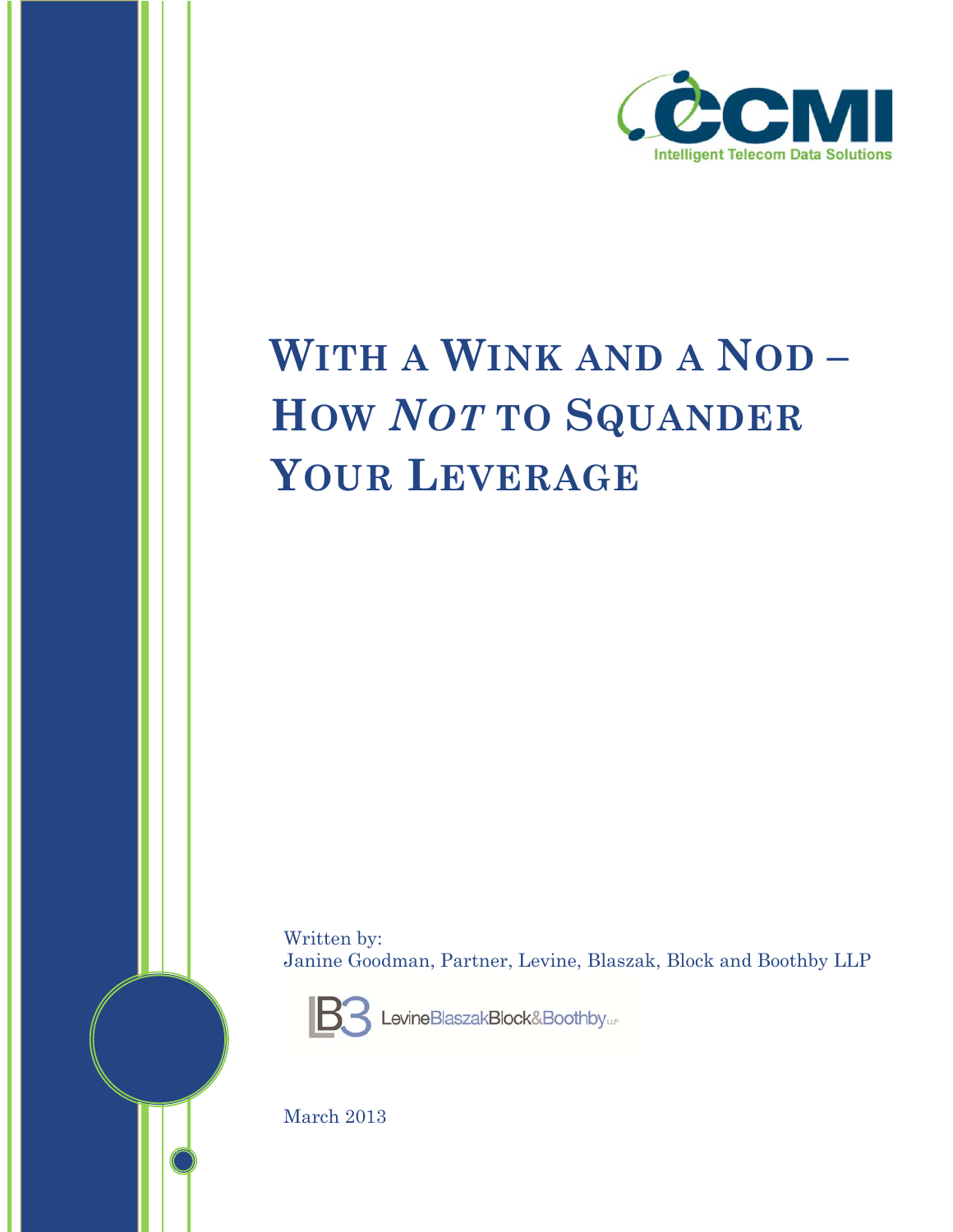CCMI

Intelligent Telecom Data Solutions

# WITH A WINK AND A NOD – HOW *NOT* TO SQUANDER YOUR LEVERAGE

Written by:
Janine Goodman, Partner, Levine, Blaszak, Block and Boothby LLP

LevineBlaszakBlock&Boothby LLP

March 2013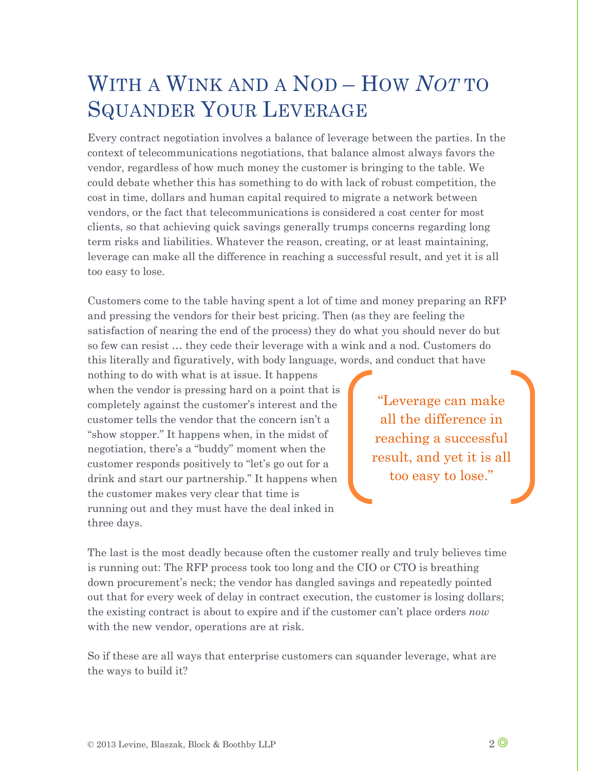# With a Wink and a Nod – How *Not* to Squander Your Leverage

Every contract negotiation involves a balance of leverage between the parties. In the context of telecommunications negotiations, that balance almost always favors the vendor, regardless of how much money the customer is bringing to the table. We could debate whether this has something to do with lack of robust competition, the cost in time, dollars and human capital required to migrate a network between vendors, or the fact that telecommunications is considered a cost center for most clients, so that achieving quick savings generally trumps concerns regarding long term risks and liabilities. Whatever the reason, creating, or at least maintaining, leverage can make all the difference in reaching a successful result, and yet it is all too easy to lose.

Customers come to the table having spent a lot of time and money preparing an RFP and pressing the vendors for their best pricing. Then (as they are feeling the satisfaction of nearing the end of the process) they do what you should never do but so few can resist … they cede their leverage with a wink and a nod. Customers do this literally and figuratively, with body language, words, and conduct that have nothing to do with what is at issue. It happens when the vendor is pressing hard on a point that is completely against the customer's interest and the customer tells the vendor that the concern isn't a "show stopper." It happens when, in the midst of negotiation, there's a "buddy" moment when the customer responds positively to "let's go out for a drink and start our partnership." It happens when the customer makes very clear that time is running out and they must have the deal inked in three days.

> "Leverage can make all the difference in reaching a successful result, and yet it is all too easy to lose."

The last is the most deadly because often the customer really and truly believes time is running out: The RFP process took too long and the CIO or CTO is breathing down procurement's neck; the vendor has dangled savings and repeatedly pointed out that for every week of delay in contract execution, the customer is losing dollars; the existing contract is about to expire and if the customer can't place orders *now* with the new vendor, operations are at risk.

So if these are all ways that enterprise customers can squander leverage, what are the ways to build it?

© 2013 Levine, Blaszak, Block & Boothby LLP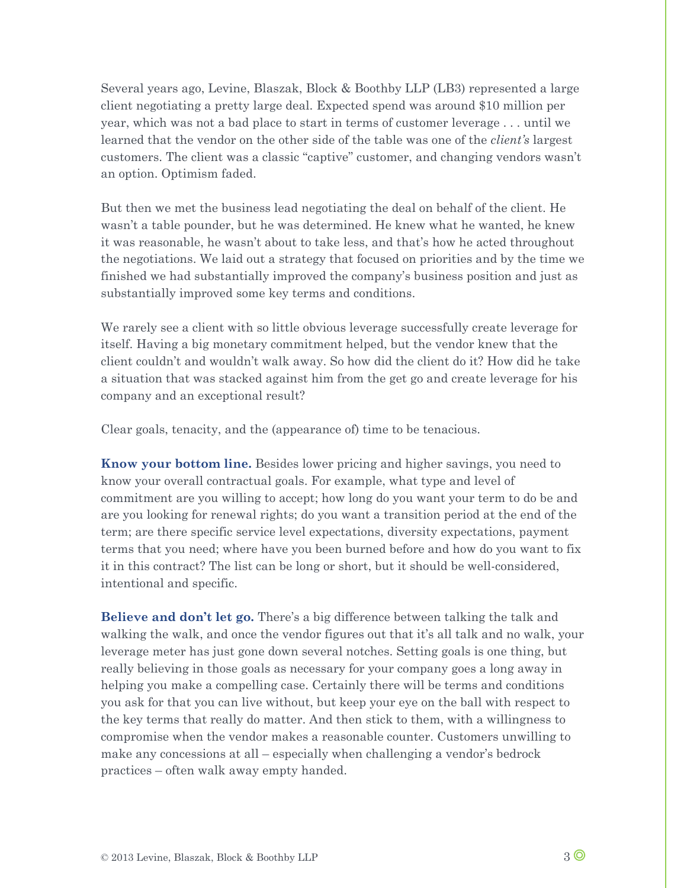Several years ago, Levine, Blaszak, Block & Boothby LLP (LB3) represented a large client negotiating a pretty large deal. Expected spend was around $10 million per year, which was not a bad place to start in terms of customer leverage . . . until we learned that the vendor on the other side of the table was one of the *client's* largest customers. The client was a classic "captive" customer, and changing vendors wasn't an option. Optimism faded.

But then we met the business lead negotiating the deal on behalf of the client. He wasn't a table pounder, but he was determined. He knew what he wanted, he knew it was reasonable, he wasn't about to take less, and that's how he acted throughout the negotiations. We laid out a strategy that focused on priorities and by the time we finished we had substantially improved the company's business position and just as substantially improved some key terms and conditions.

We rarely see a client with so little obvious leverage successfully create leverage for itself. Having a big monetary commitment helped, but the vendor knew that the client couldn't and wouldn't walk away. So how did the client do it? How did he take a situation that was stacked against him from the get go and create leverage for his company and an exceptional result?

Clear goals, tenacity, and the (appearance of) time to be tenacious.

**Know your bottom line.** Besides lower pricing and higher savings, you need to know your overall contractual goals. For example, what type and level of commitment are you willing to accept; how long do you want your term to do be and are you looking for renewal rights; do you want a transition period at the end of the term; are there specific service level expectations, diversity expectations, payment terms that you need; where have you been burned before and how do you want to fix it in this contract? The list can be long or short, but it should be well-considered, intentional and specific.

**Believe and don't let go.** There's a big difference between talking the talk and walking the walk, and once the vendor figures out that it's all talk and no walk, your leverage meter has just gone down several notches. Setting goals is one thing, but really believing in those goals as necessary for your company goes a long away in helping you make a compelling case. Certainly there will be terms and conditions you ask for that you can live without, but keep your eye on the ball with respect to the key terms that really do matter. And then stick to them, with a willingness to compromise when the vendor makes a reasonable counter. Customers unwilling to make any concessions at all – especially when challenging a vendor's bedrock practices – often walk away empty handed.

© 2013 Levine, Blaszak, Block & Boothby LLP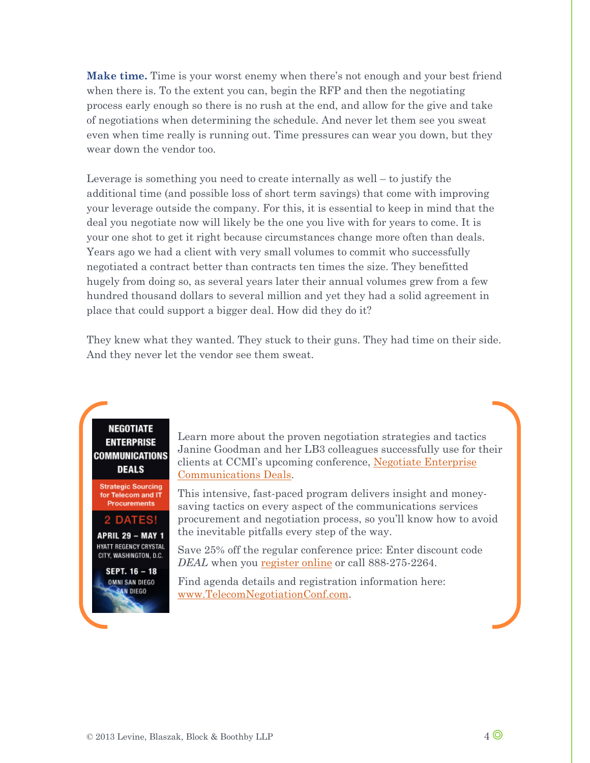**Make time.** Time is your worst enemy when there's not enough and your best friend when there is. To the extent you can, begin the RFP and then the negotiating process early enough so there is no rush at the end, and allow for the give and take of negotiations when determining the schedule. And never let them see you sweat even when time really is running out. Time pressures can wear you down, but they wear down the vendor too.

Leverage is something you need to create internally as well – to justify the additional time (and possible loss of short term savings) that come with improving your leverage outside the company. For this, it is essential to keep in mind that the deal you negotiate now will likely be the one you live with for years to come. It is your one shot to get it right because circumstances change more often than deals. Years ago we had a client with very small volumes to commit who successfully negotiated a contract better than contracts ten times the size. They benefitted hugely from doing so, as several years later their annual volumes grew from a few hundred thousand dollars to several million and yet they had a solid agreement in place that could support a bigger deal. How did they do it?

They knew what they wanted. They stuck to their guns. They had time on their side. And they never let the vendor see them sweat.

NEGOTIATE ENTERPRISE COMMUNICATIONS DEALS

Strategic Sourcing for Telecom and IT Procurements

2 DATES!

APRIL 29 – MAY 1
HYATT REGENCY CRYSTAL CITY, WASHINGTON, D.C.

SEPT. 16 – 18
OMNI SAN DIEGO
SAN DIEGO

Learn more about the proven negotiation strategies and tactics Janine Goodman and her LB3 colleagues successfully use for their clients at CCMI's upcoming conference, Negotiate Enterprise Communications Deals.

This intensive, fast-paced program delivers insight and money-saving tactics on every aspect of the communications services procurement and negotiation process, so you'll know how to avoid the inevitable pitfalls every step of the way.

Save 25% off the regular conference price: Enter discount code *DEAL* when you register online or call 888-275-2264.

Find agenda details and registration information here: www.TelecomNegotiationConf.com.

© 2013 Levine, Blaszak, Block & Boothby LLP